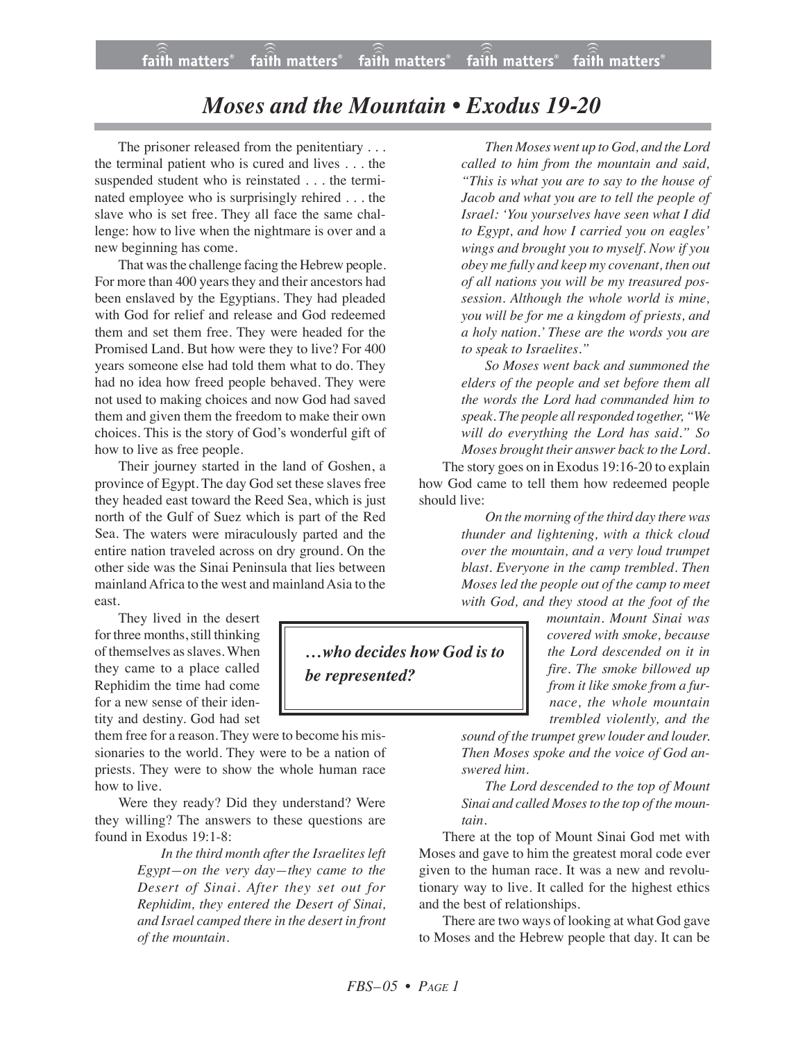# *Moses and the Mountain • Exodus 19-20*

The prisoner released from the penitentiary . . . the terminal patient who is cured and lives . . . the suspended student who is reinstated . . . the terminated employee who is surprisingly rehired . . . the slave who is set free. They all face the same challenge: how to live when the nightmare is over and a new beginning has come.

That was the challenge facing the Hebrew people. For more than 400 years they and their ancestors had been enslaved by the Egyptians. They had pleaded with God for relief and release and God redeemed them and set them free. They were headed for the Promised Land. But how were they to live? For 400 years someone else had told them what to do. They had no idea how freed people behaved. They were not used to making choices and now God had saved them and given them the freedom to make their own choices. This is the story of God's wonderful gift of how to live as free people.

Their journey started in the land of Goshen, a province of Egypt. The day God set these slaves free they headed east toward the Reed Sea, which is just north of the Gulf of Suez which is part of the Red Sea. The waters were miraculously parted and the entire nation traveled across on dry ground. On the other side was the Sinai Peninsula that lies between mainland Africa to the west and mainland Asia to the east.

They lived in the desert for three months, still thinking of themselves as slaves. When they came to a place called Rephidim the time had come for a new sense of their identity and destiny. God had set them free for a reason. They were to become his missionaries to the world. They were to be a nation of priests. They were to show the whole human race how to live.

Were they ready? Did they understand? Were they willing? The answers to these questions are found in Exodus 19:1-8:

> *In the third month after the Israelites left Egypt—on the very day—they came to the Desert of Sinai. After they set out for Rephidim, they entered the Desert of Sinai, and Israel camped there in the desert in front of the mountain.*
>
> *Then Moses went up to God, and the Lord called to him from the mountain and said, "This is what you are to say to the house of Jacob and what you are to tell the people of Israel: 'You yourselves have seen what I did to Egypt, and how I carried you on eagles' wings and brought you to myself. Now if you obey me fully and keep my covenant, then out of all nations you will be my treasured possession. Although the whole world is mine, you will be for me a kingdom of priests, and a holy nation.' These are the words you are to speak to Israelites."*
>
> *So Moses went back and summoned the elders of the people and set before them all the words the Lord had commanded him to speak. The people all responded together, "We will do everything the Lord has said." So Moses brought their answer back to the Lord.*

The story goes on in Exodus 19:16-20 to explain how God came to tell them how redeemed people should live:

> *On the morning of the third day there was thunder and lightening, with a thick cloud over the mountain, and a very loud trumpet blast. Everyone in the camp trembled. Then Moses led the people out of the camp to meet with God, and they stood at the foot of the mountain. Mount Sinai was covered with smoke, because the Lord descended on it in fire. The smoke billowed up from it like smoke from a furnace, the whole mountain trembled violently, and the sound of the trumpet grew louder and louder. Then Moses spoke and the voice of God answered him.*
>
> *The Lord descended to the top of Mount Sinai and called Moses to the top of the mountain.*

There at the top of Mount Sinai God met with Moses and gave to him the greatest moral code ever given to the human race. It was a new and revolutionary way to live. It called for the highest ethics and the best of relationships.

There are two ways of looking at what God gave to Moses and the Hebrew people that day. It can be

> ***…who decides how God is to be represented?***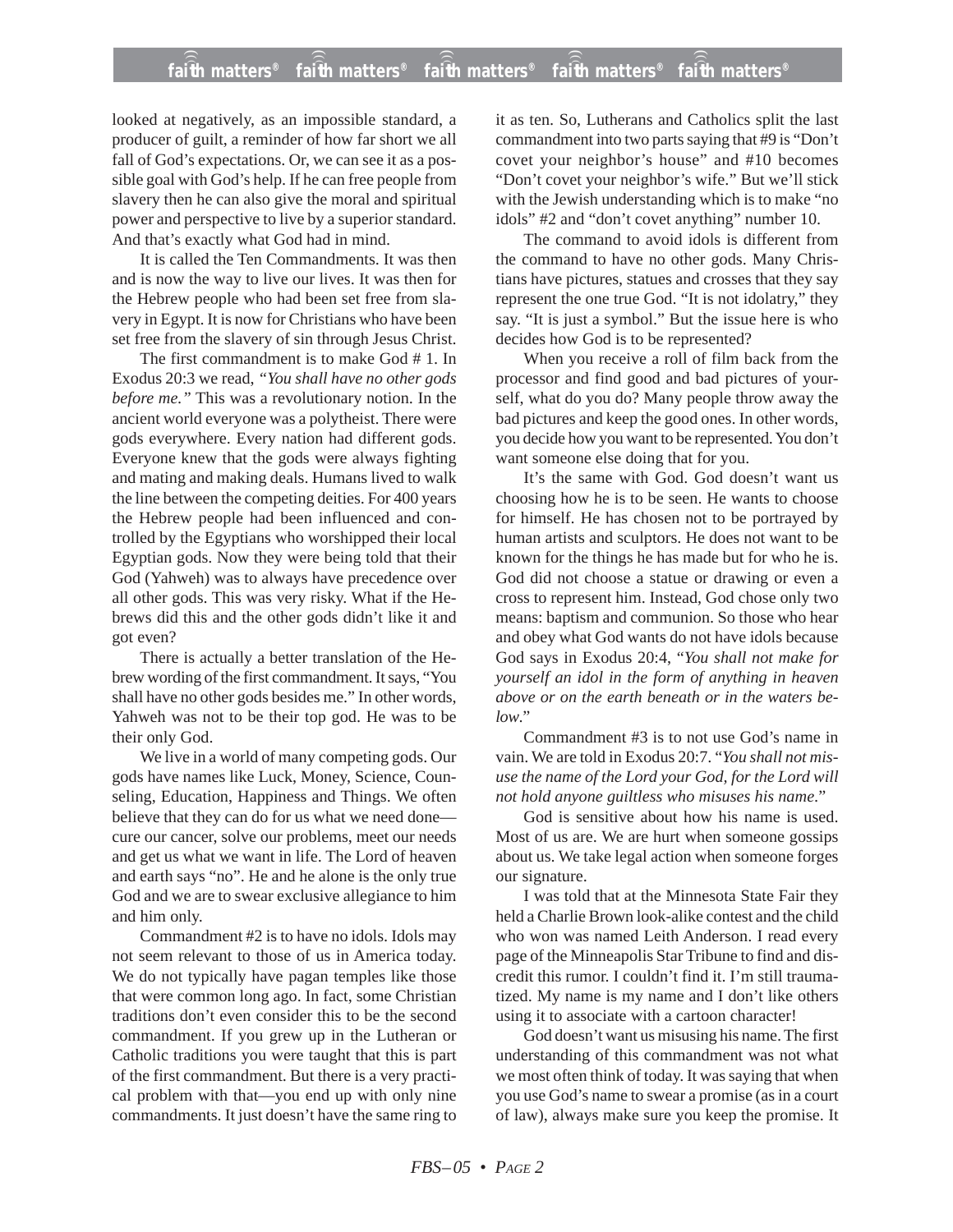looked at negatively, as an impossible standard, a producer of guilt, a reminder of how far short we all fall of God's expectations. Or, we can see it as a possible goal with God's help. If he can free people from slavery then he can also give the moral and spiritual power and perspective to live by a superior standard. And that's exactly what God had in mind.

It is called the Ten Commandments. It was then and is now the way to live our lives. It was then for the Hebrew people who had been set free from slavery in Egypt. It is now for Christians who have been set free from the slavery of sin through Jesus Christ.

The first commandment is to make God # 1. In Exodus 20:3 we read, *"You shall have no other gods before me."* This was a revolutionary notion. In the ancient world everyone was a polytheist. There were gods everywhere. Every nation had different gods. Everyone knew that the gods were always fighting and mating and making deals. Humans lived to walk the line between the competing deities. For 400 years the Hebrew people had been influenced and controlled by the Egyptians who worshipped their local Egyptian gods. Now they were being told that their God (Yahweh) was to always have precedence over all other gods. This was very risky. What if the Hebrews did this and the other gods didn't like it and got even?

There is actually a better translation of the Hebrew wording of the first commandment. It says, "You shall have no other gods besides me." In other words, Yahweh was not to be their top god. He was to be their only God.

We live in a world of many competing gods. Our gods have names like Luck, Money, Science, Counseling, Education, Happiness and Things. We often believe that they can do for us what we need done—cure our cancer, solve our problems, meet our needs and get us what we want in life. The Lord of heaven and earth says "no". He and he alone is the only true God and we are to swear exclusive allegiance to him and him only.

Commandment #2 is to have no idols. Idols may not seem relevant to those of us in America today. We do not typically have pagan temples like those that were common long ago. In fact, some Christian traditions don't even consider this to be the second commandment. If you grew up in the Lutheran or Catholic traditions you were taught that this is part of the first commandment. But there is a very practical problem with that—you end up with only nine commandments. It just doesn't have the same ring to it as ten. So, Lutherans and Catholics split the last commandment into two parts saying that #9 is "Don't covet your neighbor's house" and #10 becomes "Don't covet your neighbor's wife." But we'll stick with the Jewish understanding which is to make "no idols" #2 and "don't covet anything" number 10.

The command to avoid idols is different from the command to have no other gods. Many Christians have pictures, statues and crosses that they say represent the one true God. "It is not idolatry," they say. "It is just a symbol." But the issue here is who decides how God is to be represented?

When you receive a roll of film back from the processor and find good and bad pictures of yourself, what do you do? Many people throw away the bad pictures and keep the good ones. In other words, you decide how you want to be represented. You don't want someone else doing that for you.

It's the same with God. God doesn't want us choosing how he is to be seen. He wants to choose for himself. He has chosen not to be portrayed by human artists and sculptors. He does not want to be known for the things he has made but for who he is. God did not choose a statue or drawing or even a cross to represent him. Instead, God chose only two means: baptism and communion. So those who hear and obey what God wants do not have idols because God says in Exodus 20:4, "*You shall not make for yourself an idol in the form of anything in heaven above or on the earth beneath or in the waters below.*"

Commandment #3 is to not use God's name in vain. We are told in Exodus 20:7. "*You shall not misuse the name of the Lord your God, for the Lord will not hold anyone guiltless who misuses his name.*"

God is sensitive about how his name is used. Most of us are. We are hurt when someone gossips about us. We take legal action when someone forges our signature.

I was told that at the Minnesota State Fair they held a Charlie Brown look-alike contest and the child who won was named Leith Anderson. I read every page of the Minneapolis Star Tribune to find and discredit this rumor. I couldn't find it. I'm still traumatized. My name is my name and I don't like others using it to associate with a cartoon character!

God doesn't want us misusing his name. The first understanding of this commandment was not what we most often think of today. It was saying that when you use God's name to swear a promise (as in a court of law), always make sure you keep the promise. It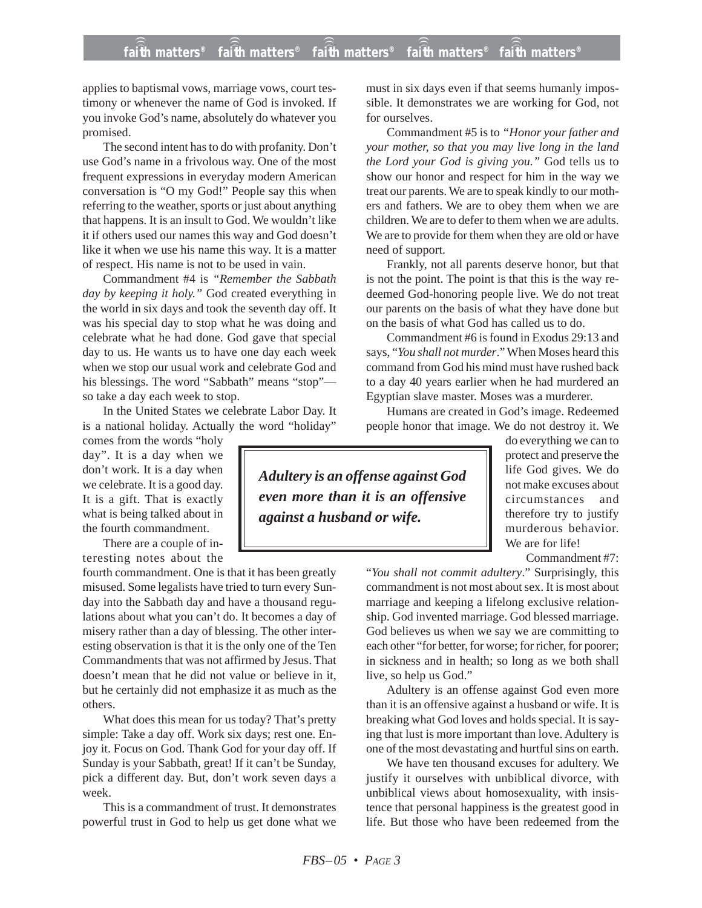applies to baptismal vows, marriage vows, court testimony or whenever the name of God is invoked. If you invoke God's name, absolutely do whatever you promised.

The second intent has to do with profanity. Don't use God's name in a frivolous way. One of the most frequent expressions in everyday modern American conversation is "O my God!" People say this when referring to the weather, sports or just about anything that happens. It is an insult to God. We wouldn't like it if others used our names this way and God doesn't like it when we use his name this way. It is a matter of respect. His name is not to be used in vain.

Commandment #4 is *"Remember the Sabbath day by keeping it holy."* God created everything in the world in six days and took the seventh day off. It was his special day to stop what he was doing and celebrate what he had done. God gave that special day to us. He wants us to have one day each week when we stop our usual work and celebrate God and his blessings. The word "Sabbath" means "stop"—so take a day each week to stop.

In the United States we celebrate Labor Day. It is a national holiday. Actually the word "holiday" comes from the words "holy day". It is a day when we don't work. It is a day when we celebrate. It is a good day. It is a gift. That is exactly what is being talked about in the fourth commandment.

There are a couple of interesting notes about the fourth commandment. One is that it has been greatly misused. Some legalists have tried to turn every Sunday into the Sabbath day and have a thousand regulations about what you can't do. It becomes a day of misery rather than a day of blessing. The other interesting observation is that it is the only one of the Ten Commandments that was not affirmed by Jesus. That doesn't mean that he did not value or believe in it, but he certainly did not emphasize it as much as the others.

What does this mean for us today? That's pretty simple: Take a day off. Work six days; rest one. Enjoy it. Focus on God. Thank God for your day off. If Sunday is your Sabbath, great! If it can't be Sunday, pick a different day. But, don't work seven days a week.

This is a commandment of trust. It demonstrates powerful trust in God to help us get done what we must in six days even if that seems humanly impossible. It demonstrates we are working for God, not for ourselves.

Commandment #5 is to *"Honor your father and your mother, so that you may live long in the land the Lord your God is giving you."* God tells us to show our honor and respect for him in the way we treat our parents. We are to speak kindly to our mothers and fathers. We are to obey them when we are children. We are to defer to them when we are adults. We are to provide for them when they are old or have need of support.

Frankly, not all parents deserve honor, but that is not the point. The point is that this is the way redeemed God-honoring people live. We do not treat our parents on the basis of what they have done but on the basis of what God has called us to do.

Commandment #6 is found in Exodus 29:13 and says, "*You shall not murder*." When Moses heard this command from God his mind must have rushed back to a day 40 years earlier when he had murdered an Egyptian slave master. Moses was a murderer.

Humans are created in God's image. Redeemed people honor that image. We do not destroy it. We do everything we can to protect and preserve the life God gives. We do not make excuses about circumstances and therefore try to justify murderous behavior. We are for life!

> ***Adultery is an offense against God even more than it is an offensive against a husband or wife.***

Commandment #7: "*You shall not commit adultery*." Surprisingly, this commandment is not most about sex. It is most about marriage and keeping a lifelong exclusive relationship. God invented marriage. God blessed marriage. God believes us when we say we are committing to each other "for better, for worse; for richer, for poorer; in sickness and in health; so long as we both shall live, so help us God."

Adultery is an offense against God even more than it is an offensive against a husband or wife. It is breaking what God loves and holds special. It is saying that lust is more important than love. Adultery is one of the most devastating and hurtful sins on earth.

We have ten thousand excuses for adultery. We justify it ourselves with unbiblical divorce, with unbiblical views about homosexuality, with insistence that personal happiness is the greatest good in life. But those who have been redeemed from the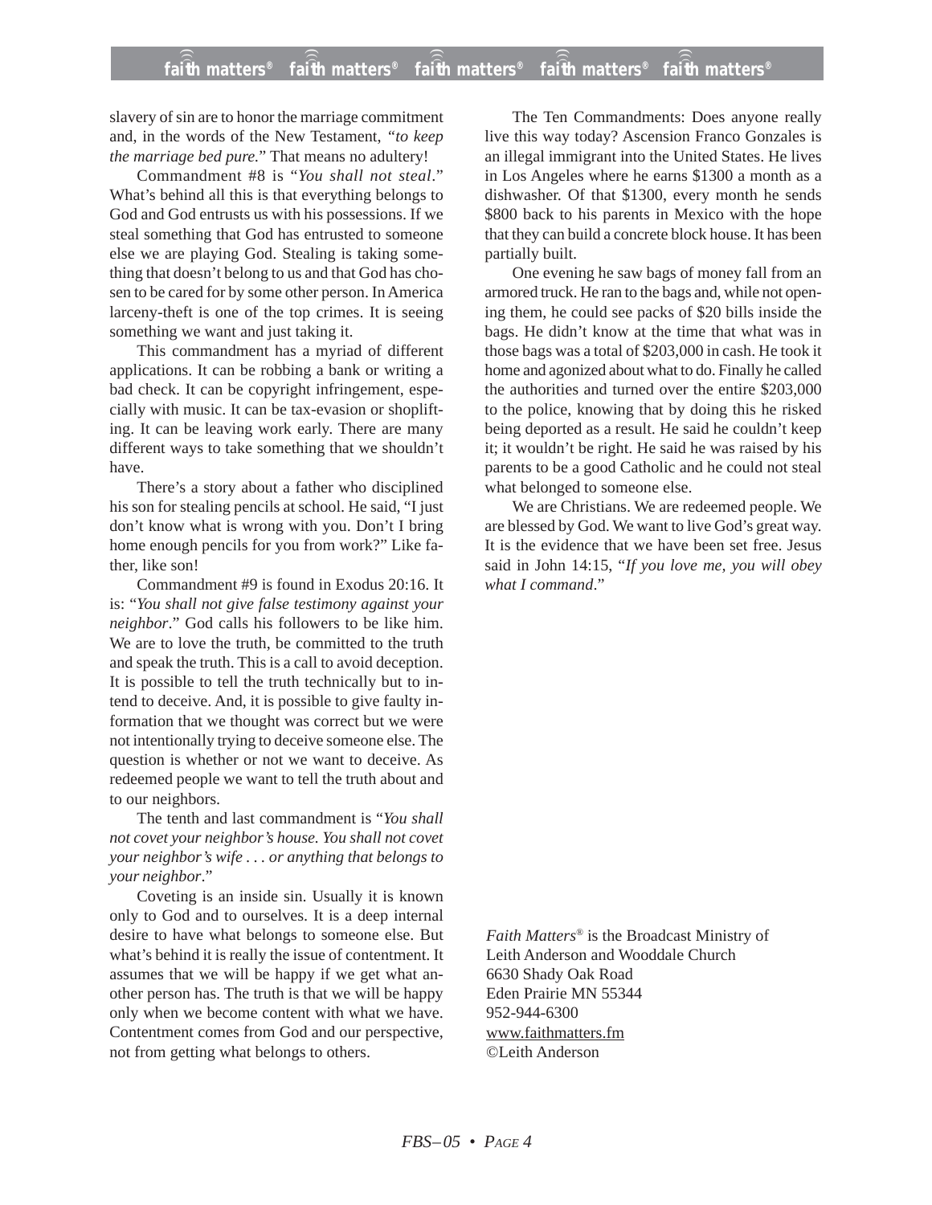slavery of sin are to honor the marriage commitment and, in the words of the New Testament, "*to keep the marriage bed pure.*" That means no adultery!

Commandment #8 is "*You shall not steal*." What's behind all this is that everything belongs to God and God entrusts us with his possessions. If we steal something that God has entrusted to someone else we are playing God. Stealing is taking something that doesn't belong to us and that God has chosen to be cared for by some other person. In America larceny-theft is one of the top crimes. It is seeing something we want and just taking it.

This commandment has a myriad of different applications. It can be robbing a bank or writing a bad check. It can be copyright infringement, especially with music. It can be tax-evasion or shoplifting. It can be leaving work early. There are many different ways to take something that we shouldn't have.

There's a story about a father who disciplined his son for stealing pencils at school. He said, "I just don't know what is wrong with you. Don't I bring home enough pencils for you from work?" Like father, like son!

Commandment #9 is found in Exodus 20:16. It is: "*You shall not give false testimony against your neighbor*." God calls his followers to be like him. We are to love the truth, be committed to the truth and speak the truth. This is a call to avoid deception. It is possible to tell the truth technically but to intend to deceive. And, it is possible to give faulty information that we thought was correct but we were not intentionally trying to deceive someone else. The question is whether or not we want to deceive. As redeemed people we want to tell the truth about and to our neighbors.

The tenth and last commandment is "*You shall not covet your neighbor's house. You shall not covet your neighbor's wife . . . or anything that belongs to your neighbor*."

Coveting is an inside sin. Usually it is known only to God and to ourselves. It is a deep internal desire to have what belongs to someone else. But what's behind it is really the issue of contentment. It assumes that we will be happy if we get what another person has. The truth is that we will be happy only when we become content with what we have. Contentment comes from God and our perspective, not from getting what belongs to others.

The Ten Commandments: Does anyone really live this way today? Ascension Franco Gonzales is an illegal immigrant into the United States. He lives in Los Angeles where he earns $1300 a month as a dishwasher. Of that $1300, every month he sends $800 back to his parents in Mexico with the hope that they can build a concrete block house. It has been partially built.

One evening he saw bags of money fall from an armored truck. He ran to the bags and, while not opening them, he could see packs of $20 bills inside the bags. He didn't know at the time that what was in those bags was a total of $203,000 in cash. He took it home and agonized about what to do. Finally he called the authorities and turned over the entire $203,000 to the police, knowing that by doing this he risked being deported as a result. He said he couldn't keep it; it wouldn't be right. He said he was raised by his parents to be a good Catholic and he could not steal what belonged to someone else.

We are Christians. We are redeemed people. We are blessed by God. We want to live God's great way. It is the evidence that we have been set free. Jesus said in John 14:15, "*If you love me, you will obey what I command*."

*Faith Matters*® is the Broadcast Ministry of
Leith Anderson and Wooddale Church
6630 Shady Oak Road
Eden Prairie MN 55344
952-944-6300
www.faithmatters.fm
©Leith Anderson